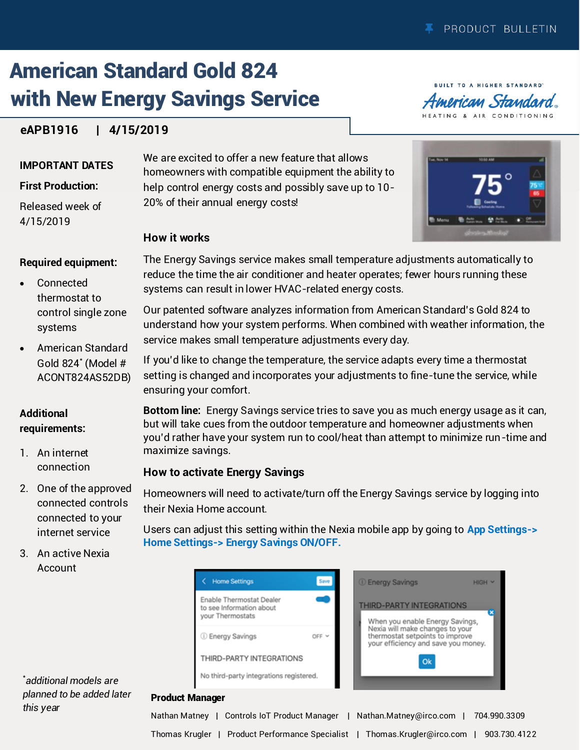PRODUCT BULLETIN

# American Standard Gold 824 with New Energy Savings Service

**eAPB1916 | 4/15/2019**

### IMPORTANT DATES

**First Production:**

Released week of 4/15/2019

**Required equipment:**

- Connected thermostat to control single zone systems
- American Standard Gold 824* (Model # ACONT824AS52DB)

**Additional requirements:**

1. An internet connection
2. One of the approved connected controls connected to your internet service
3. An active Nexia Account

*\*additional models are planned to be added later this year*

We are excited to offer a new feature that allows homeowners with compatible equipment the ability to help control energy costs and possibly save up to 10-20% of their annual energy costs!

### How it works

The Energy Savings service makes small temperature adjustments automatically to reduce the time the air conditioner and heater operates; fewer hours running these systems can result in lower HVAC-related energy costs.

Our patented software analyzes information from American Standard's Gold 824 to understand how your system performs. When combined with weather information, the service makes small temperature adjustments every day.

If you'd like to change the temperature, the service adapts every time a thermostat setting is changed and incorporates your adjustments to fine-tune the service, while ensuring your comfort.

**Bottom line:** Energy Savings service tries to save you as much energy usage as it can, but will take cues from the outdoor temperature and homeowner adjustments when you'd rather have your system run to cool/heat than attempt to minimize run-time and maximize savings.

### How to activate Energy Savings

Homeowners will need to activate/turn off the Energy Savings service by logging into their Nexia Home account.

Users can adjust this setting within the Nexia mobile app by going to **App Settings-> Home Settings-> Energy Savings ON/OFF.**

**Product Manager**

Nathan Matney | Controls IoT Product Manager | Nathan.Matney@irco.com | 704.990.3309

Thomas Krugler | Product Performance Specialist | Thomas.Krugler@irco.com | 903.730.4122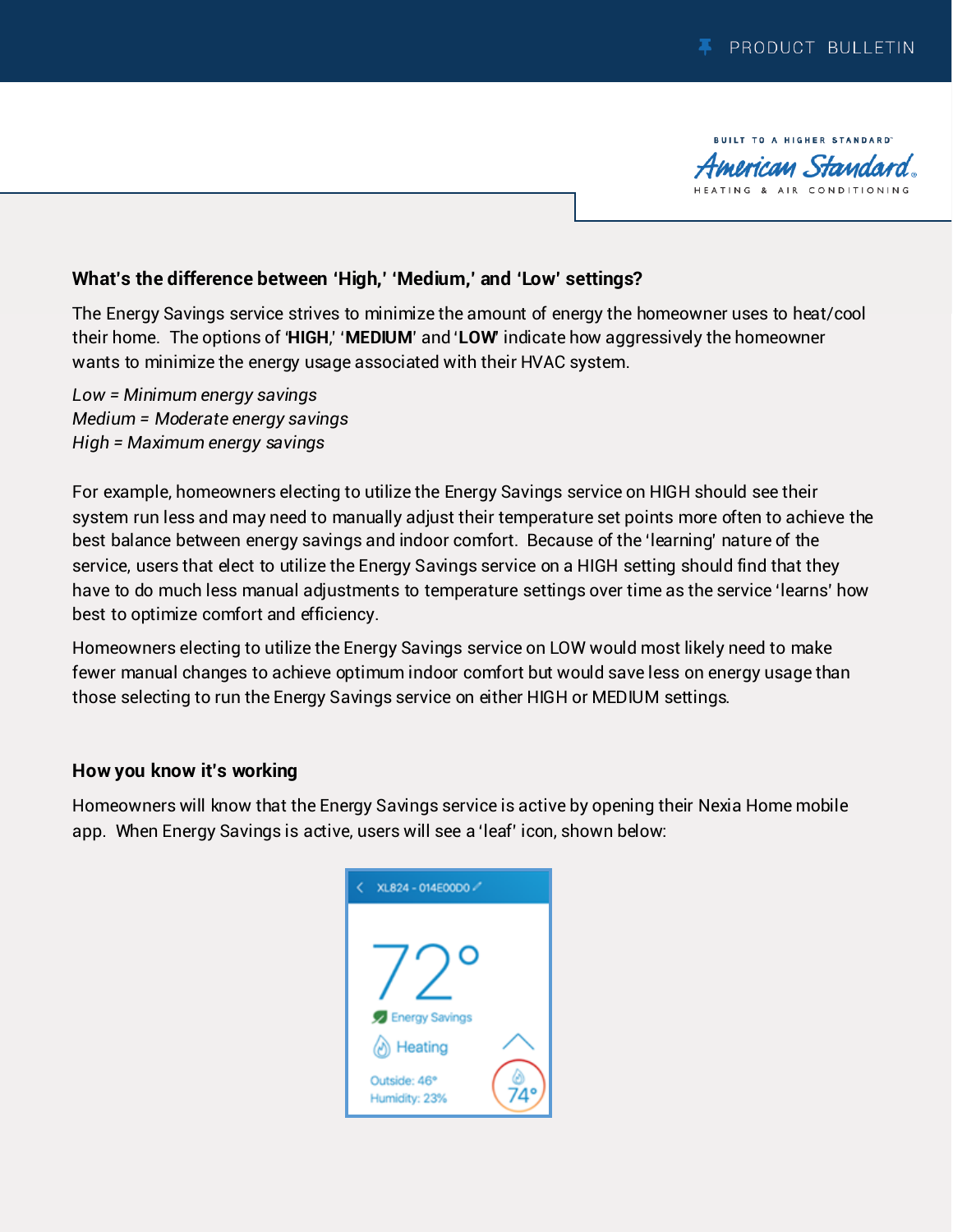### What's the difference between 'High,' 'Medium,' and 'Low' settings?

The Energy Savings service strives to minimize the amount of energy the homeowner uses to heat/cool their home. The options of '**HIGH**,' '**MEDIUM**' and '**LOW**' indicate how aggressively the homeowner wants to minimize the energy usage associated with their HVAC system.

*Low = Minimum energy savings*
*Medium = Moderate energy savings*
*High = Maximum energy savings*

For example, homeowners electing to utilize the Energy Savings service on HIGH should see their system run less and may need to manually adjust their temperature set points more often to achieve the best balance between energy savings and indoor comfort. Because of the 'learning' nature of the service, users that elect to utilize the Energy Savings service on a HIGH setting should find that they have to do much less manual adjustments to temperature settings over time as the service 'learns' how best to optimize comfort and efficiency.

Homeowners electing to utilize the Energy Savings service on LOW would most likely need to make fewer manual changes to achieve optimum indoor comfort but would save less on energy usage than those selecting to run the Energy Savings service on either HIGH or MEDIUM settings.

### How you know it's working

Homeowners will know that the Energy Savings service is active by opening their Nexia Home mobile app. When Energy Savings is active, users will see a 'leaf' icon, shown below:

XL824 - 014E00D0

72°

Energy Savings

Heating

Outside: 46°
Humidity: 23%

74°